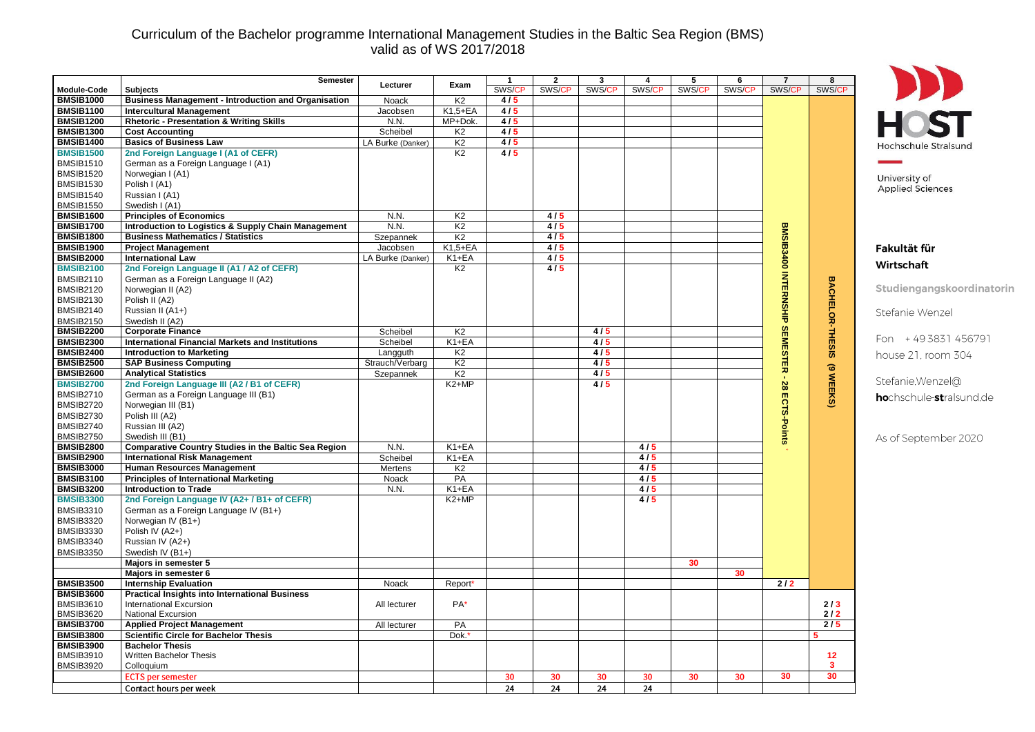# Curriculum of the Bachelor programme International Management Studies in the Baltic Sea Region (BMS) valid as of WS 2017/2018

| Module-Code | Subjects | Lecturer | Exam | 1 SWS/CP | 2 SWS/CP | 3 SWS/CP | 4 SWS/CP | 5 SWS/CP | 6 SWS/CP | 7 SWS/CP | 8 SWS/CP |
|---|---|---|---|---|---|---|---|---|---|---|---|
| **BMSIB1000** | **Business Management - Introduction and Organisation** | Noack | K2 | 4 / 5 | | | | | | BMSIB3400 INTERNSHIP SEMESTER - 28 ECTS-Points | BACHELOR-THESIS (9 WEEKS) |
| **BMSIB1100** | **Intercultural Management** | Jacobsen | K1,5+EA | 4 / 5 | | | | | | | |
| **BMSIB1200** | **Rhetoric - Presentation & Writing Skills** | N.N. | MP+Dok. | 4 / 5 | | | | | | | |
| **BMSIB1300** | **Cost Accounting** | Scheibel | K2 | 4 / 5 | | | | | | | |
| **BMSIB1400** | **Basics of Business Law** | LA Burke (Danker) | K2 | 4 / 5 | | | | | | | |
| **BMSIB1500** | **2nd Foreign Language I (A1 of CEFR)** | | K2 | 4 / 5 | | | | | | | |
| BMSIB1510 | German as a Foreign Language I (A1) | | | | | | | | | | |
| BMSIB1520 | Norwegian I (A1) | | | | | | | | | | |
| BMSIB1530 | Polish I (A1) | | | | | | | | | | |
| BMSIB1540 | Russian I (A1) | | | | | | | | | | |
| BMSIB1550 | Swedish I (A1) | | | | | | | | | | |
| **BMSIB1600** | **Principles of Economics** | N.N. | K2 | | 4 / 5 | | | | | | |
| **BMSIB1700** | **Introduction to Logistics & Supply Chain Management** | N.N. | K2 | | 4 / 5 | | | | | | |
| **BMSIB1800** | **Business Mathematics / Statistics** | Szepannek | K2 | | 4 / 5 | | | | | | |
| **BMSIB1900** | **Project Management** | Jacobsen | K1,5+EA | | 4 / 5 | | | | | | |
| **BMSIB2000** | **International Law** | LA Burke (Danker) | K1+EA | | 4 / 5 | | | | | | |
| **BMSIB2100** | **2nd Foreign Language II (A1 / A2 of CEFR)** | | K2 | | 4 / 5 | | | | | | |
| BMSIB2110 | German as a Foreign Language II (A2) | | | | | | | | | | |
| BMSIB2120 | Norwegian II (A2) | | | | | | | | | | |
| BMSIB2130 | Polish II (A2) | | | | | | | | | | |
| BMSIB2140 | Russian II (A1+) | | | | | | | | | | |
| BMSIB2150 | Swedish II (A2) | | | | | | | | | | |
| **BMSIB2200** | **Corporate Finance** | Scheibel | K2 | | | 4 / 5 | | | | | |
| **BMSIB2300** | **International Financial Markets and Institutions** | Scheibel | K1+EA | | | 4 / 5 | | | | | |
| **BMSIB2400** | **Introduction to Marketing** | Langguth | K2 | | | 4 / 5 | | | | | |
| **BMSIB2500** | **SAP Business Computing** | Strauch/Verbarg | K2 | | | 4 / 5 | | | | | |
| **BMSIB2600** | **Analytical Statistics** | Szepannek | K2 | | | 4 / 5 | | | | | |
| **BMSIB2700** | **2nd Foreign Language III (A2 / B1 of CEFR)** | | K2+MP | | | 4 / 5 | | | | | |
| BMSIB2710 | German as a Foreign Language III (B1) | | | | | | | | | | |
| BMSIB2720 | Norwegian III (B1) | | | | | | | | | | |
| BMSIB2730 | Polish III (A2) | | | | | | | | | | |
| BMSIB2740 | Russian III (A2) | | | | | | | | | | |
| BMSIB2750 | Swedish III (B1) | | | | | | | | | | |
| **BMSIB2800** | **Comparative Country Studies in the Baltic Sea Region** | N.N. | K1+EA | | | | 4 / 5 | | | | |
| **BMSIB2900** | **International Risk Management** | Scheibel | K1+EA | | | | 4 / 5 | | | | |
| **BMSIB3000** | **Human Resources Management** | Mertens | K2 | | | | 4 / 5 | | | | |
| **BMSIB3100** | **Principles of International Marketing** | Noack | PA | | | | 4 / 5 | | | | |
| **BMSIB3200** | **Introduction to Trade** | N.N. | K1+EA | | | | 4 / 5 | | | | |
| **BMSIB3300** | **2nd Foreign Language IV (A2+ / B1+ of CEFR)** | | K2+MP | | | | 4 / 5 | | | | |
| BMSIB3310 | German as a Foreign Language IV (B1+) | | | | | | | | | | |
| BMSIB3320 | Norwegian IV (B1+) | | | | | | | | | | |
| BMSIB3330 | Polish IV (A2+) | | | | | | | | | | |
| BMSIB3340 | Russian IV (A2+) | | | | | | | | | | |
| BMSIB3350 | Swedish IV (B1+) | | | | | | | | | | |
| | **Majors in semester 5** | | | | | | | 30 | | | |
| | **Majors in semester 6** | | | | | | | | 30 | | |
| **BMSIB3500** | **Internship Evaluation** | Noack | Report* | | | | | | | 2 / 2 | |
| **BMSIB3600** | **Practical Insights into International Business** | | | | | | | | | | |
| BMSIB3610 | International Excursion | All lecturer | PA* | | | | | | | | 2 / 3 |
| BMSIB3620 | National Excursion | | | | | | | | | | 2 / 2 |
| **BMSIB3700** | **Applied Project Management** | All lecturer | PA | | | | | | | | 2 / 5 |
| **BMSIB3800** | **Scientific Circle for Bachelor Thesis** | | Dok.* | | | | | | | | 5 |
| **BMSIB3900** | **Bachelor Thesis** | | | | | | | | | | |
| BMSIB3910 | Written Bachelor Thesis | | | | | | | | | | 12 |
| BMSIB3920 | Colloquium | | | | | | | | | | 3 |
| | ECTS per semester | | | 30 | 30 | 30 | 30 | 30 | 30 | 30 | 30 |
| | Contact hours per week | | | 24 | 24 | 24 | 24 | | | | |

HOST Hochschule Stralsund
University of Applied Sciences

**Fakultät für Wirtschaft**

Studiengangskoordinatorin

Stefanie Wenzel

Fon +49 3831 456791
house 21, room 304

Stefanie.Wenzel@hochschule-stralsund.de

As of September 2020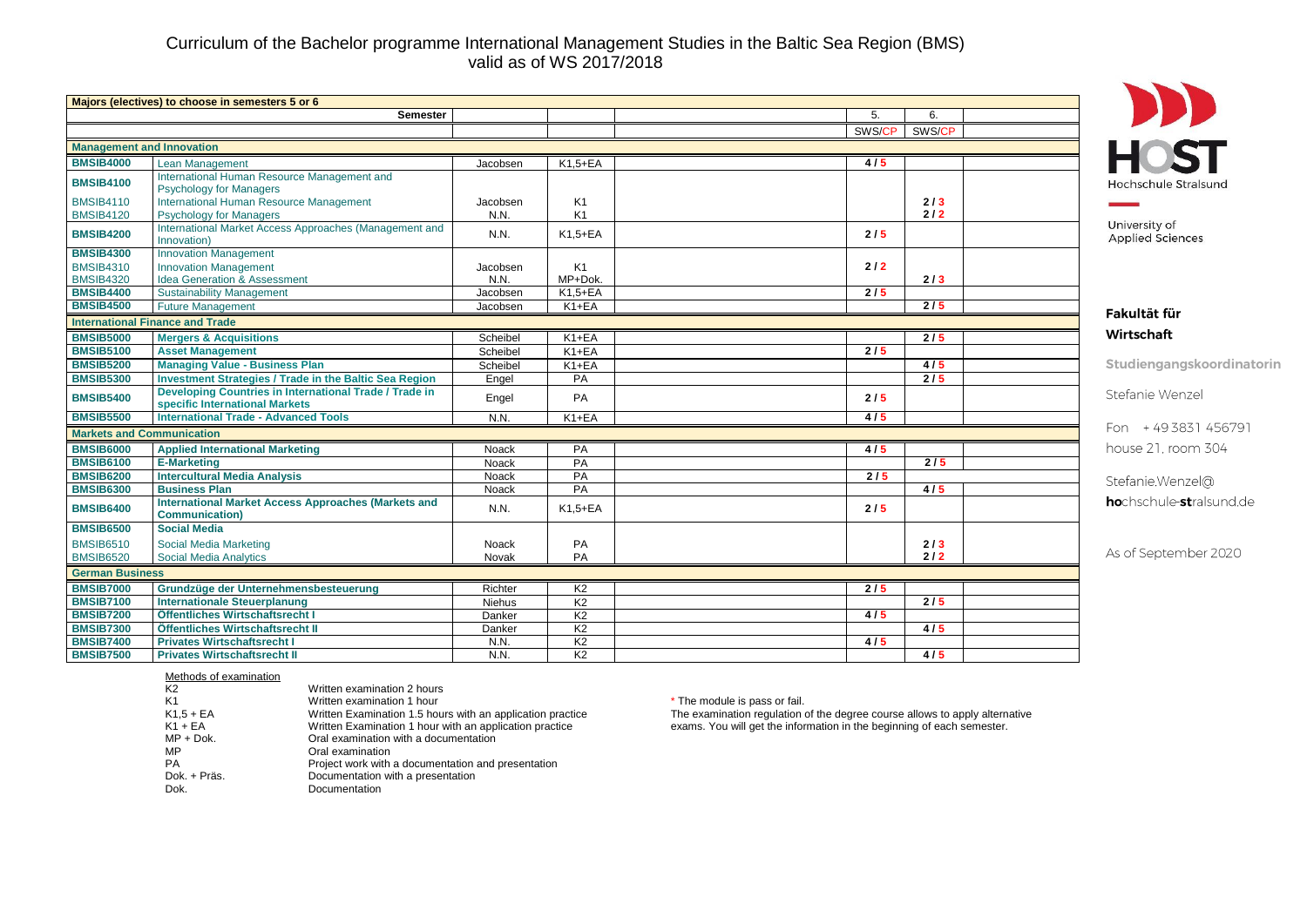# Curriculum of the Bachelor programme International Management Studies in the Baltic Sea Region (BMS) valid as of WS 2017/2018

| Majors (electives) to choose in semesters 5 or 6 | | | | | | | |
|---|---|---|---|---|---|---|---|
| | **Semester** | | | | 5. | 6. | |
| | | | | | SWS/CP | SWS/CP | |
| **Management and Innovation** | | | | | | | |
| **BMSIB4000** | Lean Management | Jacobsen | K1,5+EA | | 4 / 5 | | |
| **BMSIB4100** | International Human Resource Management and Psychology for Managers | | | | | | |
| BMSIB4110 | International Human Resource Management | Jacobsen | K1 | | | 2 / 3 | |
| BMSIB4120 | Psychology for Managers | N.N. | K1 | | | 2 / 2 | |
| **BMSIB4200** | International Market Access Approaches (Management and Innovation) | N.N. | K1,5+EA | | 2 / 5 | | |
| **BMSIB4300** | Innovation Management | | | | | | |
| BMSIB4310 | Innovation Management | Jacobsen | K1 | | 2 / 2 | | |
| BMSIB4320 | Idea Generation & Assessment | N.N. | MP+Dok. | | | 2 / 3 | |
| **BMSIB4400** | Sustainability Management | Jacobsen | K1,5+EA | | 2 / 5 | | |
| **BMSIB4500** | Future Management | Jacobsen | K1+EA | | | 2 / 5 | |
| **International Finance and Trade** | | | | | | | |
| **BMSIB5000** | **Mergers & Acquisitions** | Scheibel | K1+EA | | | 2 / 5 | |
| **BMSIB5100** | **Asset Management** | Scheibel | K1+EA | | 2 / 5 | | |
| **BMSIB5200** | **Managing Value - Business Plan** | Scheibel | K1+EA | | | 4 / 5 | |
| **BMSIB5300** | **Investment Strategies / Trade in the Baltic Sea Region** | Engel | PA | | | 2 / 5 | |
| **BMSIB5400** | **Developing Countries in International Trade / Trade in specific International Markets** | Engel | PA | | 2 / 5 | | |
| **BMSIB5500** | **International Trade - Advanced Tools** | N.N. | K1+EA | | 4 / 5 | | |
| **Markets and Communication** | | | | | | | |
| **BMSIB6000** | **Applied International Marketing** | Noack | PA | | 4 / 5 | | |
| **BMSIB6100** | **E-Marketing** | Noack | PA | | | 2 / 5 | |
| **BMSIB6200** | **Intercultural Media Analysis** | Noack | PA | | 2 / 5 | | |
| **BMSIB6300** | **Business Plan** | Noack | PA | | | 4 / 5 | |
| **BMSIB6400** | **International Market Access Approaches (Markets and Communication)** | N.N. | K1,5+EA | | 2 / 5 | | |
| **BMSIB6500** | **Social Media** | | | | | | |
| BMSIB6510 | Social Media Marketing | Noack | PA | | | 2 / 3 | |
| BMSIB6520 | Social Media Analytics | Novak | PA | | | 2 / 2 | |
| **German Business** | | | | | | | |
| **BMSIB7000** | **Grundzüge der Unternehmensbesteuerung** | Richter | K2 | | 2 / 5 | | |
| **BMSIB7100** | **Internationale Steuerplanung** | Niehus | K2 | | | 2 / 5 | |
| **BMSIB7200** | **Öffentliches Wirtschaftsrecht I** | Danker | K2 | | 4 / 5 | | |
| **BMSIB7300** | **Öffentliches Wirtschaftsrecht II** | Danker | K2 | | | 4 / 5 | |
| **BMSIB7400** | **Privates Wirtschaftsrecht I** | N.N. | K2 | | 4 / 5 | | |
| **BMSIB7500** | **Privates Wirtschaftsrecht II** | N.N. | K2 | | | 4 / 5 | |

Methods of examination

| | |
|---|---|
| K2 | Written examination 2 hours |
| K1 | Written examination 1 hour |
| K1,5 + EA | Written Examination 1.5 hours with an application practice |
| K1 + EA | Written Examination 1 hour with an application practice |
| MP + Dok. | Oral examination with a documentation |
| MP | Oral examination |
| PA | Project work with a documentation and presentation |
| Dok. + Präs. | Documentation with a presentation |
| Dok. | Documentation |

* The module is pass or fail.

The examination regulation of the degree course allows to apply alternative exams. You will get the information in the beginning of each semester.

HOST Hochschule Stralsund

University of Applied Sciences

**Fakultät für Wirtschaft**

**Studiengangskoordinatorin**

Stefanie Wenzel

Fon + 49 3831 456791

house 21, room 304

Stefanie.Wenzel@hochschule-stralsund.de

As of September 2020